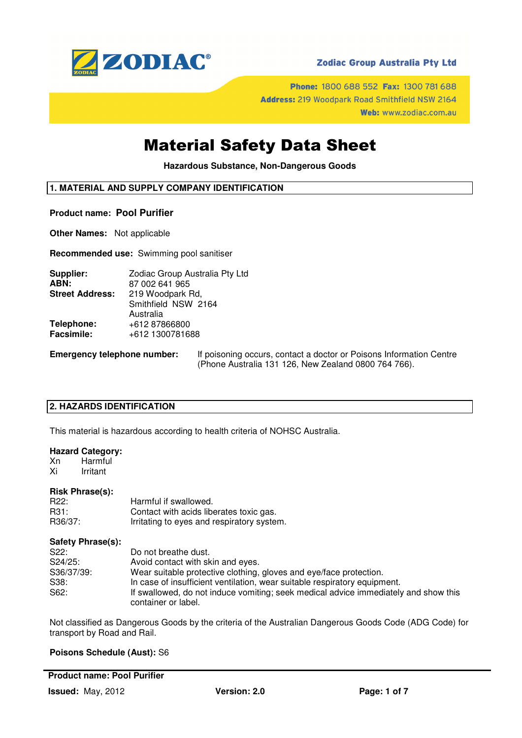ZODIAC®

**Zodiac Group Australia Pty Ltd**

**Phone:** 1800 688 552 **Fax:** 1300 781 688
**Address:** 219 Woodpark Road Smithfield NSW 2164
**Web:** www.zodiac.com.au

# Material Safety Data Sheet

**Hazardous Substance, Non-Dangerous Goods**

## 1. MATERIAL AND SUPPLY COMPANY IDENTIFICATION

**Product name:** **Pool Purifier**

**Other Names:** Not applicable

**Recommended use:** Swimming pool sanitiser

| | |
|---|---|
| **Supplier:** | Zodiac Group Australia Pty Ltd |
| **ABN:** | 87 002 641 965 |
| **Street Address:** | 219 Woodpark Rd, Smithfield NSW 2164 Australia |
| **Telephone:** | +612 87866800 |
| **Facsimile:** | +612 1300781688 |

**Emergency telephone number:** If poisoning occurs, contact a doctor or Poisons Information Centre (Phone Australia 131 126, New Zealand 0800 764 766).

## 2. HAZARDS IDENTIFICATION

This material is hazardous according to health criteria of NOHSC Australia.

**Hazard Category:**

| | |
|---|---|
| Xn | Harmful |
| Xi | Irritant |

**Risk Phrase(s):**

| | |
|---|---|
| R22: | Harmful if swallowed. |
| R31: | Contact with acids liberates toxic gas. |
| R36/37: | Irritating to eyes and respiratory system. |

**Safety Phrase(s):**

| | |
|---|---|
| S22: | Do not breathe dust. |
| S24/25: | Avoid contact with skin and eyes. |
| S36/37/39: | Wear suitable protective clothing, gloves and eye/face protection. |
| S38: | In case of insufficient ventilation, wear suitable respiratory equipment. |
| S62: | If swallowed, do not induce vomiting; seek medical advice immediately and show this container or label. |

Not classified as Dangerous Goods by the criteria of the Australian Dangerous Goods Code (ADG Code) for transport by Road and Rail.

**Poisons Schedule (Aust):** S6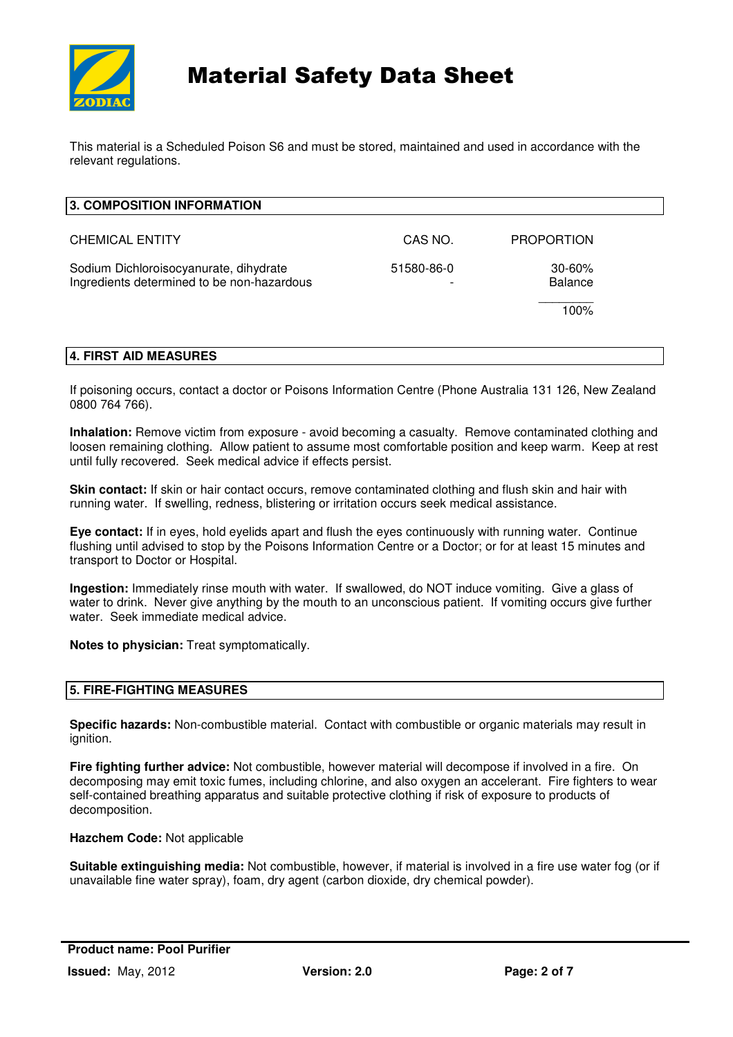This material is a Scheduled Poison S6 and must be stored, maintained and used in accordance with the relevant regulations.

## 3. COMPOSITION INFORMATION

| CHEMICAL ENTITY | CAS NO. | PROPORTION |
|---|---|---|
| Sodium Dichloroisocyanurate, dihydrate | 51580-86-0 | 30-60% |
| Ingredients determined to be non-hazardous | - | Balance |
| | | 100% |

## 4. FIRST AID MEASURES

If poisoning occurs, contact a doctor or Poisons Information Centre (Phone Australia 131 126, New Zealand 0800 764 766).

**Inhalation:** Remove victim from exposure - avoid becoming a casualty. Remove contaminated clothing and loosen remaining clothing. Allow patient to assume most comfortable position and keep warm. Keep at rest until fully recovered. Seek medical advice if effects persist.

**Skin contact:** If skin or hair contact occurs, remove contaminated clothing and flush skin and hair with running water. If swelling, redness, blistering or irritation occurs seek medical assistance.

**Eye contact:** If in eyes, hold eyelids apart and flush the eyes continuously with running water. Continue flushing until advised to stop by the Poisons Information Centre or a Doctor; or for at least 15 minutes and transport to Doctor or Hospital.

**Ingestion:** Immediately rinse mouth with water. If swallowed, do NOT induce vomiting. Give a glass of water to drink. Never give anything by the mouth to an unconscious patient. If vomiting occurs give further water. Seek immediate medical advice.

**Notes to physician:** Treat symptomatically.

## 5. FIRE-FIGHTING MEASURES

**Specific hazards:** Non-combustible material. Contact with combustible or organic materials may result in ignition.

**Fire fighting further advice:** Not combustible, however material will decompose if involved in a fire. On decomposing may emit toxic fumes, including chlorine, and also oxygen an accelerant. Fire fighters to wear self-contained breathing apparatus and suitable protective clothing if risk of exposure to products of decomposition.

**Hazchem Code:** Not applicable

**Suitable extinguishing media:** Not combustible, however, if material is involved in a fire use water fog (or if unavailable fine water spray), foam, dry agent (carbon dioxide, dry chemical powder).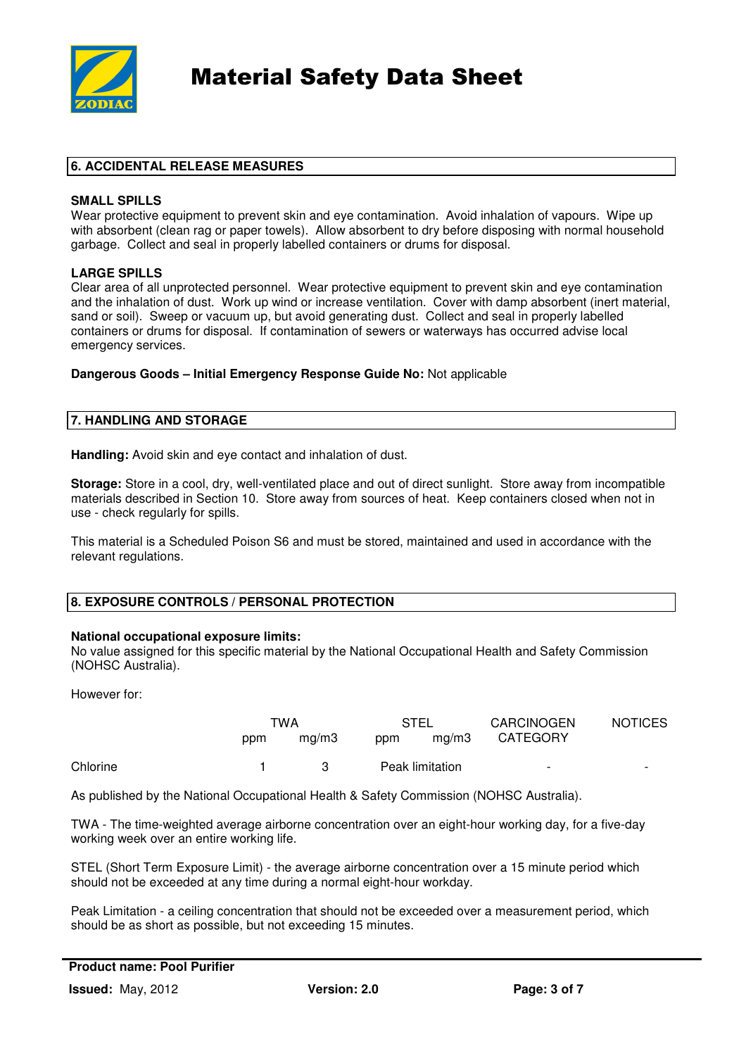## 6. ACCIDENTAL RELEASE MEASURES

**SMALL SPILLS**
Wear protective equipment to prevent skin and eye contamination. Avoid inhalation of vapours. Wipe up with absorbent (clean rag or paper towels). Allow absorbent to dry before disposing with normal household garbage. Collect and seal in properly labelled containers or drums for disposal.

**LARGE SPILLS**
Clear area of all unprotected personnel. Wear protective equipment to prevent skin and eye contamination and the inhalation of dust. Work up wind or increase ventilation. Cover with damp absorbent (inert material, sand or soil). Sweep or vacuum up, but avoid generating dust. Collect and seal in properly labelled containers or drums for disposal. If contamination of sewers or waterways has occurred advise local emergency services.

**Dangerous Goods – Initial Emergency Response Guide No:** Not applicable

## 7. HANDLING AND STORAGE

**Handling:** Avoid skin and eye contact and inhalation of dust.

**Storage:** Store in a cool, dry, well-ventilated place and out of direct sunlight. Store away from incompatible materials described in Section 10. Store away from sources of heat. Keep containers closed when not in use - check regularly for spills.

This material is a Scheduled Poison S6 and must be stored, maintained and used in accordance with the relevant regulations.

## 8. EXPOSURE CONTROLS / PERSONAL PROTECTION

**National occupational exposure limits:**
No value assigned for this specific material by the National Occupational Health and Safety Commission (NOHSC Australia).

However for:

| | TWA | | STEL | | CARCINOGEN CATEGORY | NOTICES |
|---|---|---|---|---|---|---|
| | ppm | mg/m3 | ppm | mg/m3 | | |
| Chlorine | 1 | 3 | Peak limitation | | - | - |

As published by the National Occupational Health & Safety Commission (NOHSC Australia).

TWA - The time-weighted average airborne concentration over an eight-hour working day, for a five-day working week over an entire working life.

STEL (Short Term Exposure Limit) - the average airborne concentration over a 15 minute period which should not be exceeded at any time during a normal eight-hour workday.

Peak Limitation - a ceiling concentration that should not be exceeded over a measurement period, which should be as short as possible, but not exceeding 15 minutes.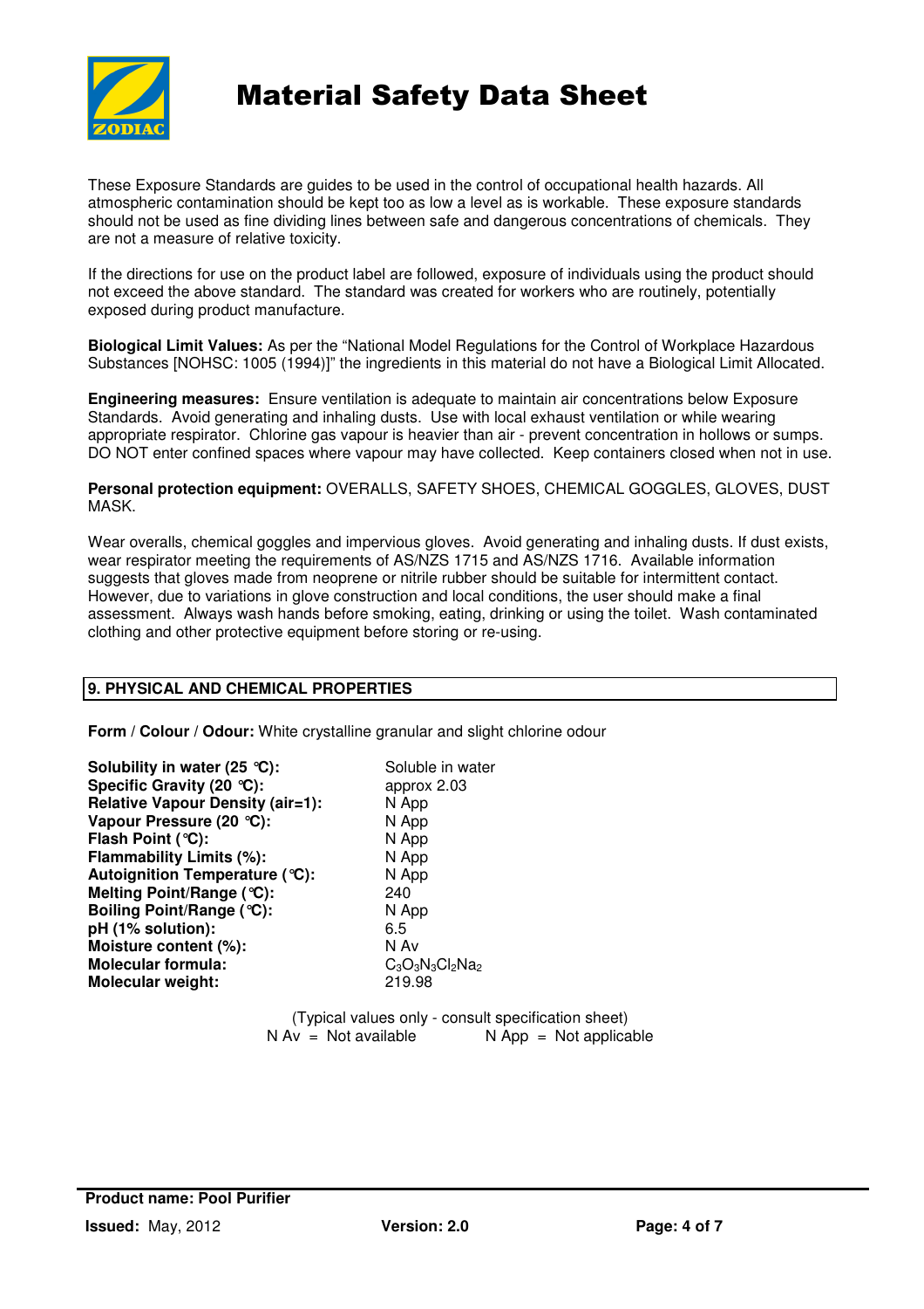These Exposure Standards are guides to be used in the control of occupational health hazards. All atmospheric contamination should be kept too as low a level as is workable. These exposure standards should not be used as fine dividing lines between safe and dangerous concentrations of chemicals. They are not a measure of relative toxicity.

If the directions for use on the product label are followed, exposure of individuals using the product should not exceed the above standard. The standard was created for workers who are routinely, potentially exposed during product manufacture.

**Biological Limit Values:** As per the "National Model Regulations for the Control of Workplace Hazardous Substances [NOHSC: 1005 (1994)]" the ingredients in this material do not have a Biological Limit Allocated.

**Engineering measures:** Ensure ventilation is adequate to maintain air concentrations below Exposure Standards. Avoid generating and inhaling dusts. Use with local exhaust ventilation or while wearing appropriate respirator. Chlorine gas vapour is heavier than air - prevent concentration in hollows or sumps. DO NOT enter confined spaces where vapour may have collected. Keep containers closed when not in use.

**Personal protection equipment:** OVERALLS, SAFETY SHOES, CHEMICAL GOGGLES, GLOVES, DUST MASK.

Wear overalls, chemical goggles and impervious gloves. Avoid generating and inhaling dusts. If dust exists, wear respirator meeting the requirements of AS/NZS 1715 and AS/NZS 1716. Available information suggests that gloves made from neoprene or nitrile rubber should be suitable for intermittent contact. However, due to variations in glove construction and local conditions, the user should make a final assessment. Always wash hands before smoking, eating, drinking or using the toilet. Wash contaminated clothing and other protective equipment before storing or re-using.

## 9. PHYSICAL AND CHEMICAL PROPERTIES

**Form** / **Colour** / **Odour:** White crystalline granular and slight chlorine odour

| | |
|---|---|
| **Solubility in water (25 °C):** | Soluble in water |
| **Specific Gravity (20 °C):** | approx 2.03 |
| **Relative Vapour Density (air=1):** | N App |
| **Vapour Pressure (20 °C):** | N App |
| **Flash Point (°C):** | N App |
| **Flammability Limits (%):** | N App |
| **Autoignition Temperature (°C):** | N App |
| **Melting Point/Range (°C):** | 240 |
| **Boiling Point/Range (°C):** | N App |
| **pH (1% solution):** | 6.5 |
| **Moisture content (%):** | N Av |
| **Molecular formula:** | $C_3O_3N_3Cl_2Na_2$ |
| **Molecular weight:** | 219.98 |

(Typical values only - consult specification sheet)

N Av = Not available N App = Not applicable

**Product name: Pool Purifier**

**Issued:** May, 2012 **Version: 2.0**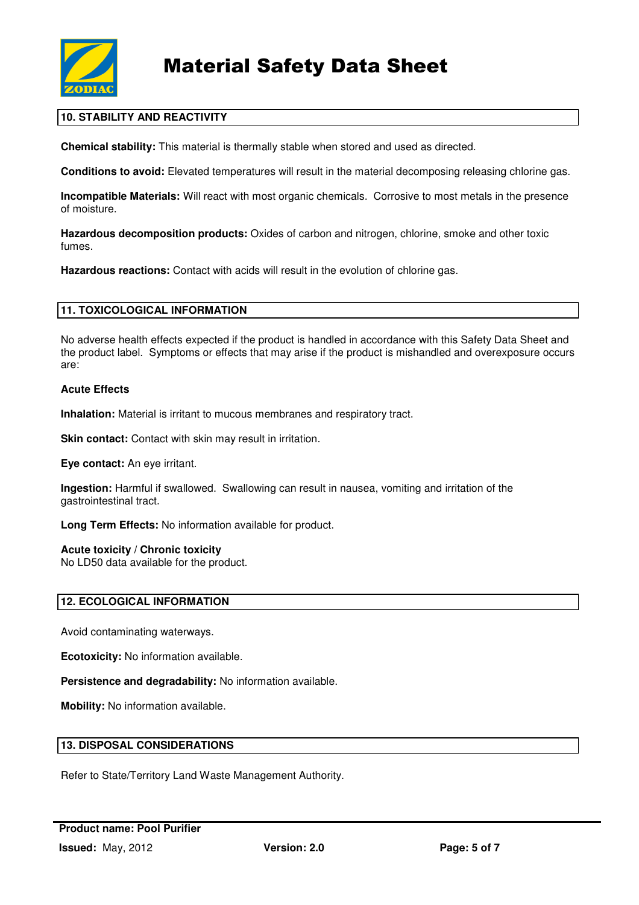## 10. STABILITY AND REACTIVITY

**Chemical stability:** This material is thermally stable when stored and used as directed.

**Conditions to avoid:** Elevated temperatures will result in the material decomposing releasing chlorine gas.

**Incompatible Materials:** Will react with most organic chemicals. Corrosive to most metals in the presence of moisture.

**Hazardous decomposition products:** Oxides of carbon and nitrogen, chlorine, smoke and other toxic fumes.

**Hazardous reactions:** Contact with acids will result in the evolution of chlorine gas.

## 11. TOXICOLOGICAL INFORMATION

No adverse health effects expected if the product is handled in accordance with this Safety Data Sheet and the product label. Symptoms or effects that may arise if the product is mishandled and overexposure occurs are:

**Acute Effects**

**Inhalation:** Material is irritant to mucous membranes and respiratory tract.

**Skin contact:** Contact with skin may result in irritation.

**Eye contact:** An eye irritant.

**Ingestion:** Harmful if swallowed. Swallowing can result in nausea, vomiting and irritation of the gastrointestinal tract.

**Long Term Effects:** No information available for product.

**Acute toxicity / Chronic toxicity**
No LD50 data available for the product.

## 12. ECOLOGICAL INFORMATION

Avoid contaminating waterways.

**Ecotoxicity:** No information available.

**Persistence and degradability:** No information available.

**Mobility:** No information available.

## 13. DISPOSAL CONSIDERATIONS

Refer to State/Territory Land Waste Management Authority.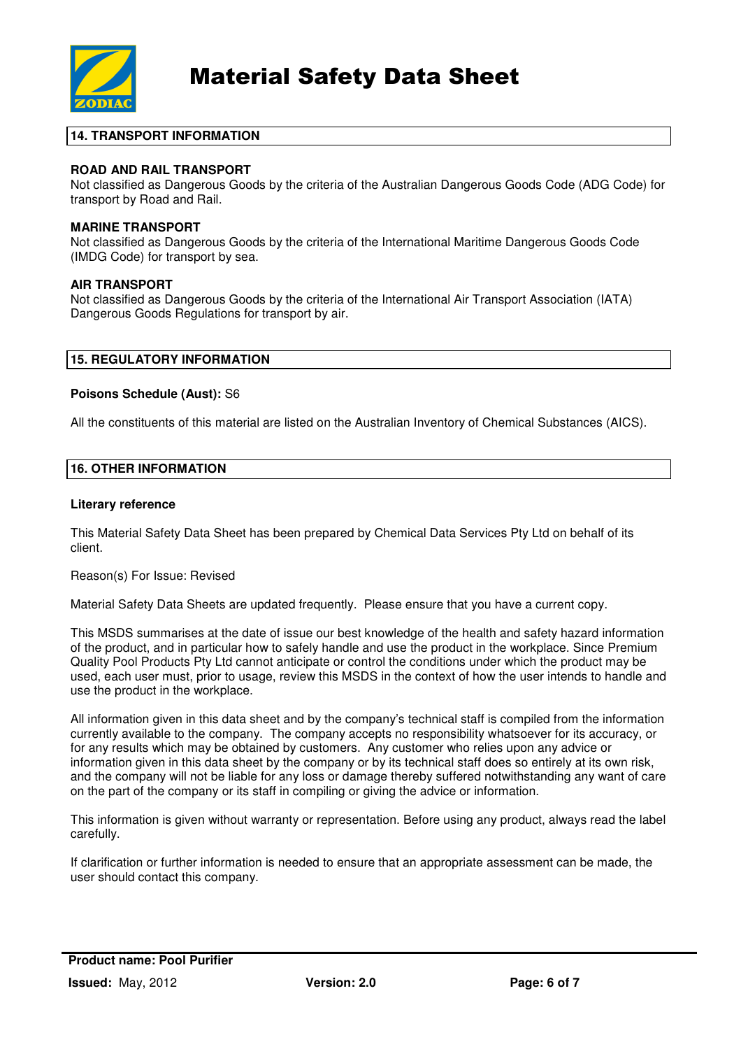## 14. TRANSPORT INFORMATION

**ROAD AND RAIL TRANSPORT**
Not classified as Dangerous Goods by the criteria of the Australian Dangerous Goods Code (ADG Code) for transport by Road and Rail.

**MARINE TRANSPORT**
Not classified as Dangerous Goods by the criteria of the International Maritime Dangerous Goods Code (IMDG Code) for transport by sea.

**AIR TRANSPORT**
Not classified as Dangerous Goods by the criteria of the International Air Transport Association (IATA) Dangerous Goods Regulations for transport by air.

## 15. REGULATORY INFORMATION

**Poisons Schedule (Aust):** S6

All the constituents of this material are listed on the Australian Inventory of Chemical Substances (AICS).

## 16. OTHER INFORMATION

**Literary reference**

This Material Safety Data Sheet has been prepared by Chemical Data Services Pty Ltd on behalf of its client.

Reason(s) For Issue: Revised

Material Safety Data Sheets are updated frequently. Please ensure that you have a current copy.

This MSDS summarises at the date of issue our best knowledge of the health and safety hazard information of the product, and in particular how to safely handle and use the product in the workplace. Since Premium Quality Pool Products Pty Ltd cannot anticipate or control the conditions under which the product may be used, each user must, prior to usage, review this MSDS in the context of how the user intends to handle and use the product in the workplace.

All information given in this data sheet and by the company's technical staff is compiled from the information currently available to the company. The company accepts no responsibility whatsoever for its accuracy, or for any results which may be obtained by customers. Any customer who relies upon any advice or information given in this data sheet by the company or by its technical staff does so entirely at its own risk, and the company will not be liable for any loss or damage thereby suffered notwithstanding any want of care on the part of the company or its staff in compiling or giving the advice or information.

This information is given without warranty or representation. Before using any product, always read the label carefully.

If clarification or further information is needed to ensure that an appropriate assessment can be made, the user should contact this company.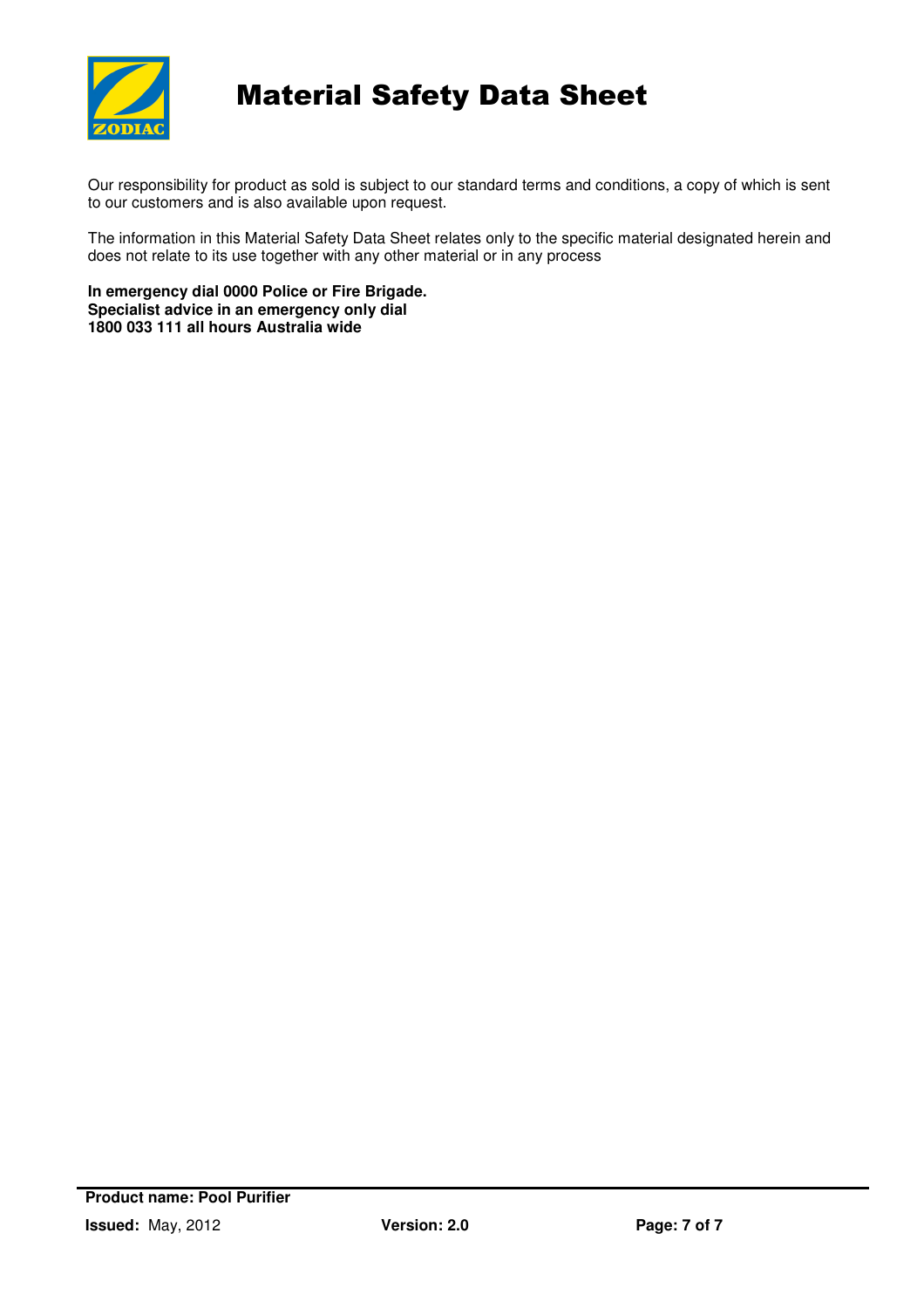# Material Safety Data Sheet

Our responsibility for product as sold is subject to our standard terms and conditions, a copy of which is sent to our customers and is also available upon request.

The information in this Material Safety Data Sheet relates only to the specific material designated herein and does not relate to its use together with any other material or in any process

**In emergency dial 0000 Police or Fire Brigade.**
**Specialist advice in an emergency only dial**
**1800 033 111 all hours Australia wide**